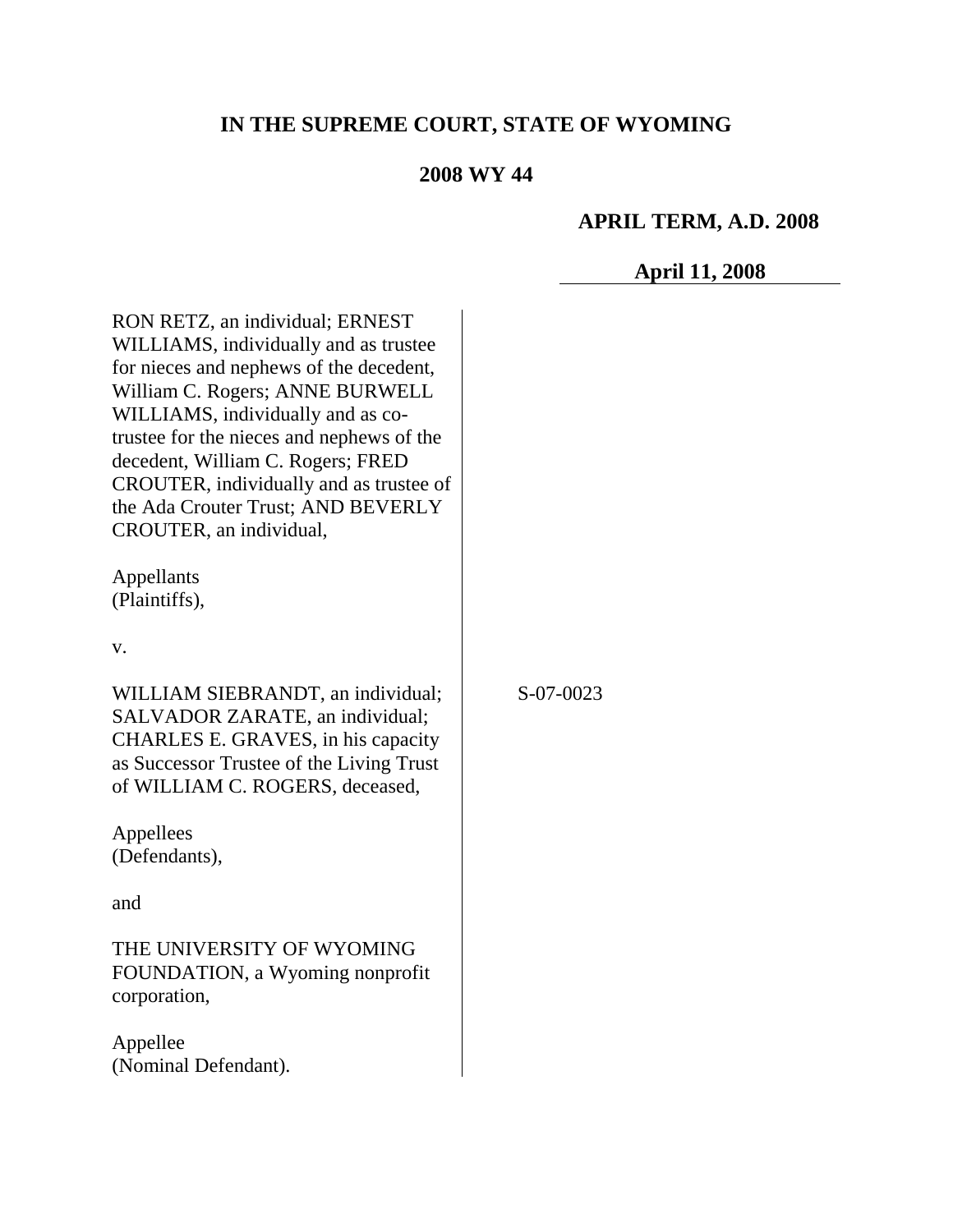**IN THE SUPREME COURT, STATE OF WYOMING**

**2008 WY 44**

**APRIL TERM, A.D. 2008**

**April 11, 2008**

RON RETZ, an individual; ERNEST WILLIAMS, individually and as trustee for nieces and nephews of the decedent, William C. Rogers; ANNE BURWELL WILLIAMS, individually and as co-trustee for the nieces and nephews of the decedent, William C. Rogers; FRED CROUTER, individually and as trustee of the Ada Crouter Trust; AND BEVERLY CROUTER, an individual,

Appellants
(Plaintiffs),

v.

WILLIAM SIEBRANDT, an individual; SALVADOR ZARATE, an individual; CHARLES E. GRAVES, in his capacity as Successor Trustee of the Living Trust of WILLIAM C. ROGERS, deceased,

Appellees
(Defendants),

and

THE UNIVERSITY OF WYOMING FOUNDATION, a Wyoming nonprofit corporation,

Appellee
(Nominal Defendant).

S-07-0023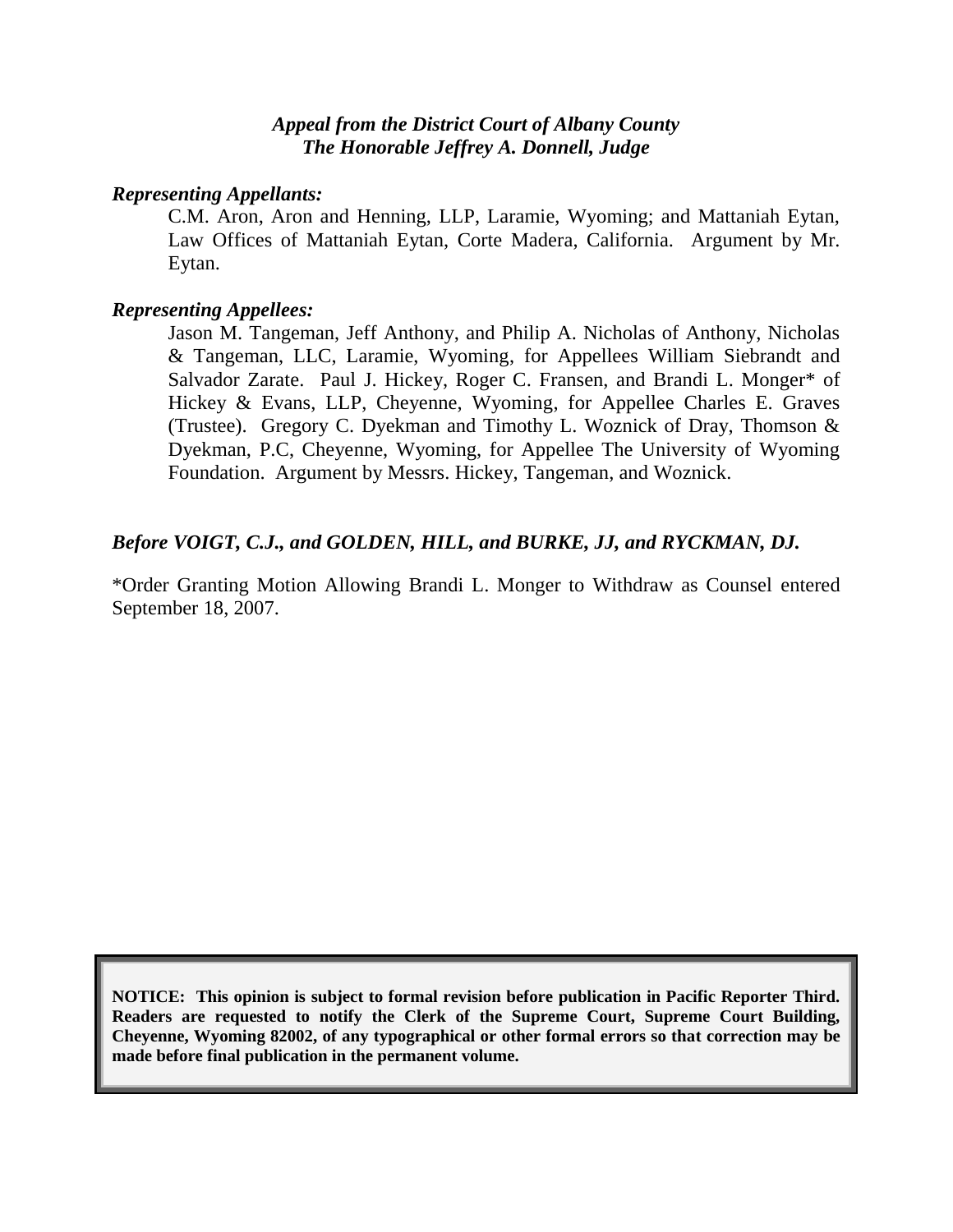***Appeal from the District Court of Albany County***
***The Honorable Jeffrey A. Donnell, Judge***

***Representing Appellants:***

C.M. Aron, Aron and Henning, LLP, Laramie, Wyoming; and Mattaniah Eytan, Law Offices of Mattaniah Eytan, Corte Madera, California. Argument by Mr. Eytan.

***Representing Appellees:***

Jason M. Tangeman, Jeff Anthony, and Philip A. Nicholas of Anthony, Nicholas & Tangeman, LLC, Laramie, Wyoming, for Appellees William Siebrandt and Salvador Zarate. Paul J. Hickey, Roger C. Fransen, and Brandi L. Monger* of Hickey & Evans, LLP, Cheyenne, Wyoming, for Appellee Charles E. Graves (Trustee). Gregory C. Dyekman and Timothy L. Woznick of Dray, Thomson & Dyekman, P.C, Cheyenne, Wyoming, for Appellee The University of Wyoming Foundation. Argument by Messrs. Hickey, Tangeman, and Woznick.

***Before VOIGT, C.J., and GOLDEN, HILL, and BURKE, JJ, and RYCKMAN, DJ.***

*Order Granting Motion Allowing Brandi L. Monger to Withdraw as Counsel entered September 18, 2007.

**NOTICE: This opinion is subject to formal revision before publication in Pacific Reporter Third. Readers are requested to notify the Clerk of the Supreme Court, Supreme Court Building, Cheyenne, Wyoming 82002, of any typographical or other formal errors so that correction may be made before final publication in the permanent volume.**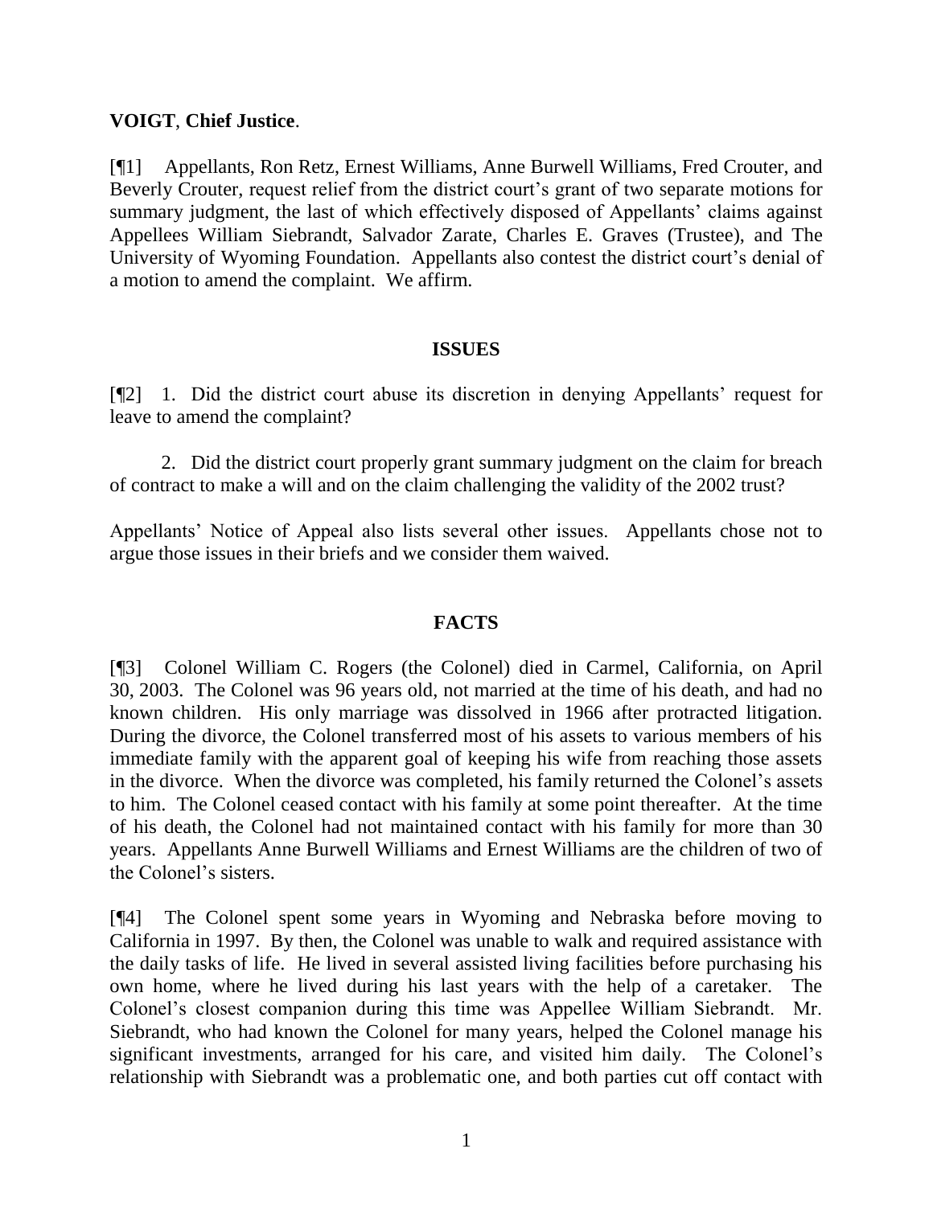**VOIGT**, **Chief Justice**.

[¶1] Appellants, Ron Retz, Ernest Williams, Anne Burwell Williams, Fred Crouter, and Beverly Crouter, request relief from the district court's grant of two separate motions for summary judgment, the last of which effectively disposed of Appellants' claims against Appellees William Siebrandt, Salvador Zarate, Charles E. Graves (Trustee), and The University of Wyoming Foundation. Appellants also contest the district court's denial of a motion to amend the complaint. We affirm.

## ISSUES

[¶2] 1. Did the district court abuse its discretion in denying Appellants' request for leave to amend the complaint?

2. Did the district court properly grant summary judgment on the claim for breach of contract to make a will and on the claim challenging the validity of the 2002 trust?

Appellants' Notice of Appeal also lists several other issues. Appellants chose not to argue those issues in their briefs and we consider them waived.

## FACTS

[¶3] Colonel William C. Rogers (the Colonel) died in Carmel, California, on April 30, 2003. The Colonel was 96 years old, not married at the time of his death, and had no known children. His only marriage was dissolved in 1966 after protracted litigation. During the divorce, the Colonel transferred most of his assets to various members of his immediate family with the apparent goal of keeping his wife from reaching those assets in the divorce. When the divorce was completed, his family returned the Colonel's assets to him. The Colonel ceased contact with his family at some point thereafter. At the time of his death, the Colonel had not maintained contact with his family for more than 30 years. Appellants Anne Burwell Williams and Ernest Williams are the children of two of the Colonel's sisters.

[¶4] The Colonel spent some years in Wyoming and Nebraska before moving to California in 1997. By then, the Colonel was unable to walk and required assistance with the daily tasks of life. He lived in several assisted living facilities before purchasing his own home, where he lived during his last years with the help of a caretaker. The Colonel's closest companion during this time was Appellee William Siebrandt. Mr. Siebrandt, who had known the Colonel for many years, helped the Colonel manage his significant investments, arranged for his care, and visited him daily. The Colonel's relationship with Siebrandt was a problematic one, and both parties cut off contact with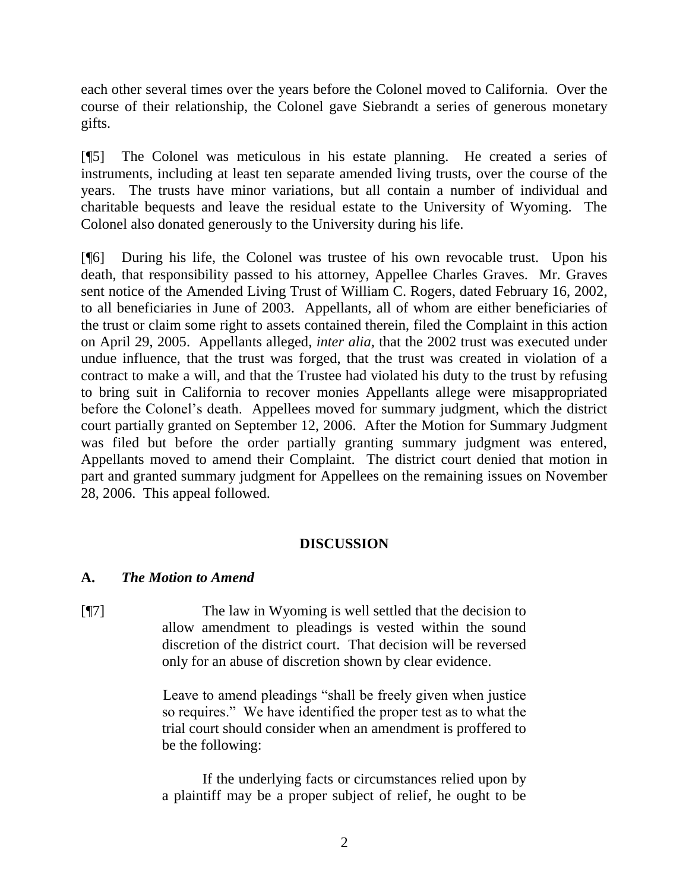each other several times over the years before the Colonel moved to California. Over the course of their relationship, the Colonel gave Siebrandt a series of generous monetary gifts.

[¶5] The Colonel was meticulous in his estate planning. He created a series of instruments, including at least ten separate amended living trusts, over the course of the years. The trusts have minor variations, but all contain a number of individual and charitable bequests and leave the residual estate to the University of Wyoming. The Colonel also donated generously to the University during his life.

[¶6] During his life, the Colonel was trustee of his own revocable trust. Upon his death, that responsibility passed to his attorney, Appellee Charles Graves. Mr. Graves sent notice of the Amended Living Trust of William C. Rogers, dated February 16, 2002, to all beneficiaries in June of 2003. Appellants, all of whom are either beneficiaries of the trust or claim some right to assets contained therein, filed the Complaint in this action on April 29, 2005. Appellants alleged, *inter alia*, that the 2002 trust was executed under undue influence, that the trust was forged, that the trust was created in violation of a contract to make a will, and that the Trustee had violated his duty to the trust by refusing to bring suit in California to recover monies Appellants allege were misappropriated before the Colonel's death. Appellees moved for summary judgment, which the district court partially granted on September 12, 2006. After the Motion for Summary Judgment was filed but before the order partially granting summary judgment was entered, Appellants moved to amend their Complaint. The district court denied that motion in part and granted summary judgment for Appellees on the remaining issues on November 28, 2006. This appeal followed.

## DISCUSSION

### A. *The Motion to Amend*

[¶7]

> The law in Wyoming is well settled that the decision to allow amendment to pleadings is vested within the sound discretion of the district court. That decision will be reversed only for an abuse of discretion shown by clear evidence.
>
> Leave to amend pleadings "shall be freely given when justice so requires." We have identified the proper test as to what the trial court should consider when an amendment is proffered to be the following:
>
> If the underlying facts or circumstances relied upon by a plaintiff may be a proper subject of relief, he ought to be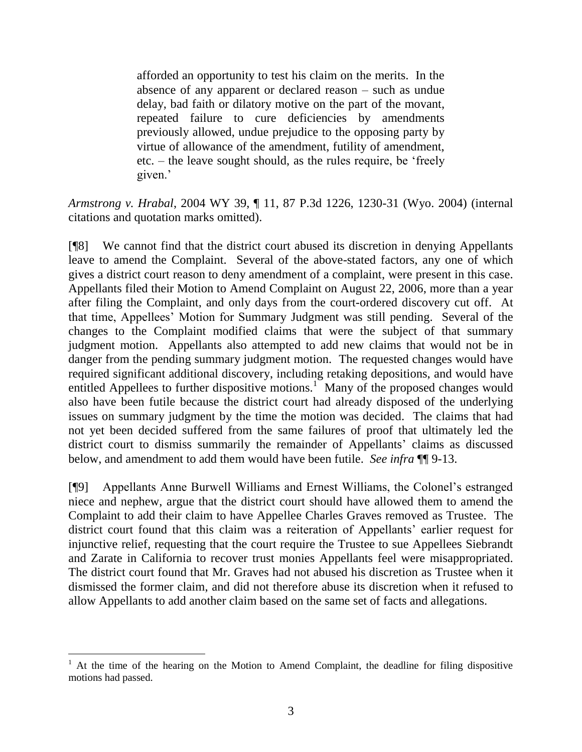> afforded an opportunity to test his claim on the merits. In the absence of any apparent or declared reason – such as undue delay, bad faith or dilatory motive on the part of the movant, repeated failure to cure deficiencies by amendments previously allowed, undue prejudice to the opposing party by virtue of allowance of the amendment, futility of amendment, etc. – the leave sought should, as the rules require, be 'freely given.'

*Armstrong v. Hrabal*, 2004 WY 39, ¶ 11, 87 P.3d 1226, 1230-31 (Wyo. 2004) (internal citations and quotation marks omitted).

[¶8] We cannot find that the district court abused its discretion in denying Appellants leave to amend the Complaint. Several of the above-stated factors, any one of which gives a district court reason to deny amendment of a complaint, were present in this case. Appellants filed their Motion to Amend Complaint on August 22, 2006, more than a year after filing the Complaint, and only days from the court-ordered discovery cut off. At that time, Appellees' Motion for Summary Judgment was still pending. Several of the changes to the Complaint modified claims that were the subject of that summary judgment motion. Appellants also attempted to add new claims that would not be in danger from the pending summary judgment motion. The requested changes would have required significant additional discovery, including retaking depositions, and would have entitled Appellees to further dispositive motions.[1] Many of the proposed changes would also have been futile because the district court had already disposed of the underlying issues on summary judgment by the time the motion was decided. The claims that had not yet been decided suffered from the same failures of proof that ultimately led the district court to dismiss summarily the remainder of Appellants' claims as discussed below, and amendment to add them would have been futile. *See infra* ¶¶ 9-13.

[¶9] Appellants Anne Burwell Williams and Ernest Williams, the Colonel's estranged niece and nephew, argue that the district court should have allowed them to amend the Complaint to add their claim to have Appellee Charles Graves removed as Trustee. The district court found that this claim was a reiteration of Appellants' earlier request for injunctive relief, requesting that the court require the Trustee to sue Appellees Siebrandt and Zarate in California to recover trust monies Appellants feel were misappropriated. The district court found that Mr. Graves had not abused his discretion as Trustee when it dismissed the former claim, and did not therefore abuse its discretion when it refused to allow Appellants to add another claim based on the same set of facts and allegations.

---

[1] At the time of the hearing on the Motion to Amend Complaint, the deadline for filing dispositive motions had passed.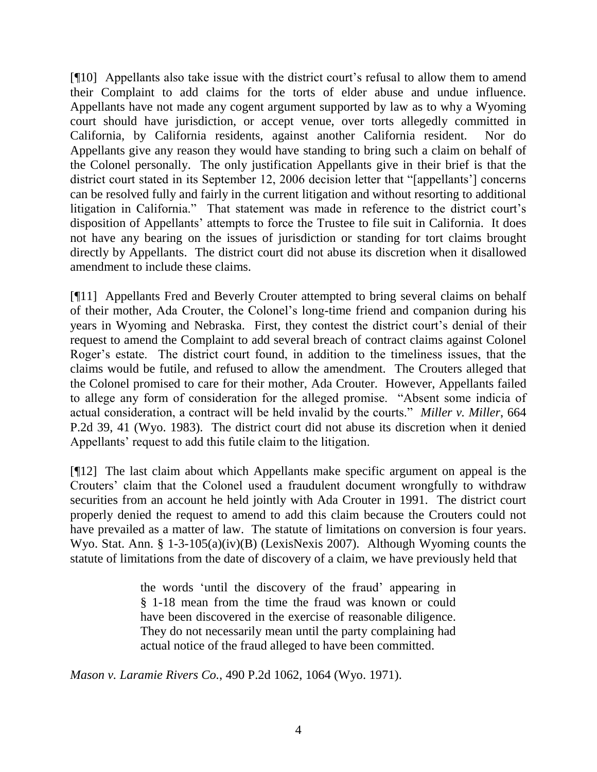[¶10] Appellants also take issue with the district court's refusal to allow them to amend their Complaint to add claims for the torts of elder abuse and undue influence. Appellants have not made any cogent argument supported by law as to why a Wyoming court should have jurisdiction, or accept venue, over torts allegedly committed in California, by California residents, against another California resident. Nor do Appellants give any reason they would have standing to bring such a claim on behalf of the Colonel personally. The only justification Appellants give in their brief is that the district court stated in its September 12, 2006 decision letter that "[appellants'] concerns can be resolved fully and fairly in the current litigation and without resorting to additional litigation in California." That statement was made in reference to the district court's disposition of Appellants' attempts to force the Trustee to file suit in California. It does not have any bearing on the issues of jurisdiction or standing for tort claims brought directly by Appellants. The district court did not abuse its discretion when it disallowed amendment to include these claims.

[¶11] Appellants Fred and Beverly Crouter attempted to bring several claims on behalf of their mother, Ada Crouter, the Colonel's long-time friend and companion during his years in Wyoming and Nebraska. First, they contest the district court's denial of their request to amend the Complaint to add several breach of contract claims against Colonel Roger's estate. The district court found, in addition to the timeliness issues, that the claims would be futile, and refused to allow the amendment. The Crouters alleged that the Colonel promised to care for their mother, Ada Crouter. However, Appellants failed to allege any form of consideration for the alleged promise. "Absent some indicia of actual consideration, a contract will be held invalid by the courts." *Miller v. Miller*, 664 P.2d 39, 41 (Wyo. 1983). The district court did not abuse its discretion when it denied Appellants' request to add this futile claim to the litigation.

[¶12] The last claim about which Appellants make specific argument on appeal is the Crouters' claim that the Colonel used a fraudulent document wrongfully to withdraw securities from an account he held jointly with Ada Crouter in 1991. The district court properly denied the request to amend to add this claim because the Crouters could not have prevailed as a matter of law. The statute of limitations on conversion is four years. Wyo. Stat. Ann. § 1-3-105(a)(iv)(B) (LexisNexis 2007). Although Wyoming counts the statute of limitations from the date of discovery of a claim, we have previously held that

> the words 'until the discovery of the fraud' appearing in § 1-18 mean from the time the fraud was known or could have been discovered in the exercise of reasonable diligence. They do not necessarily mean until the party complaining had actual notice of the fraud alleged to have been committed.

*Mason v. Laramie Rivers Co.*, 490 P.2d 1062, 1064 (Wyo. 1971).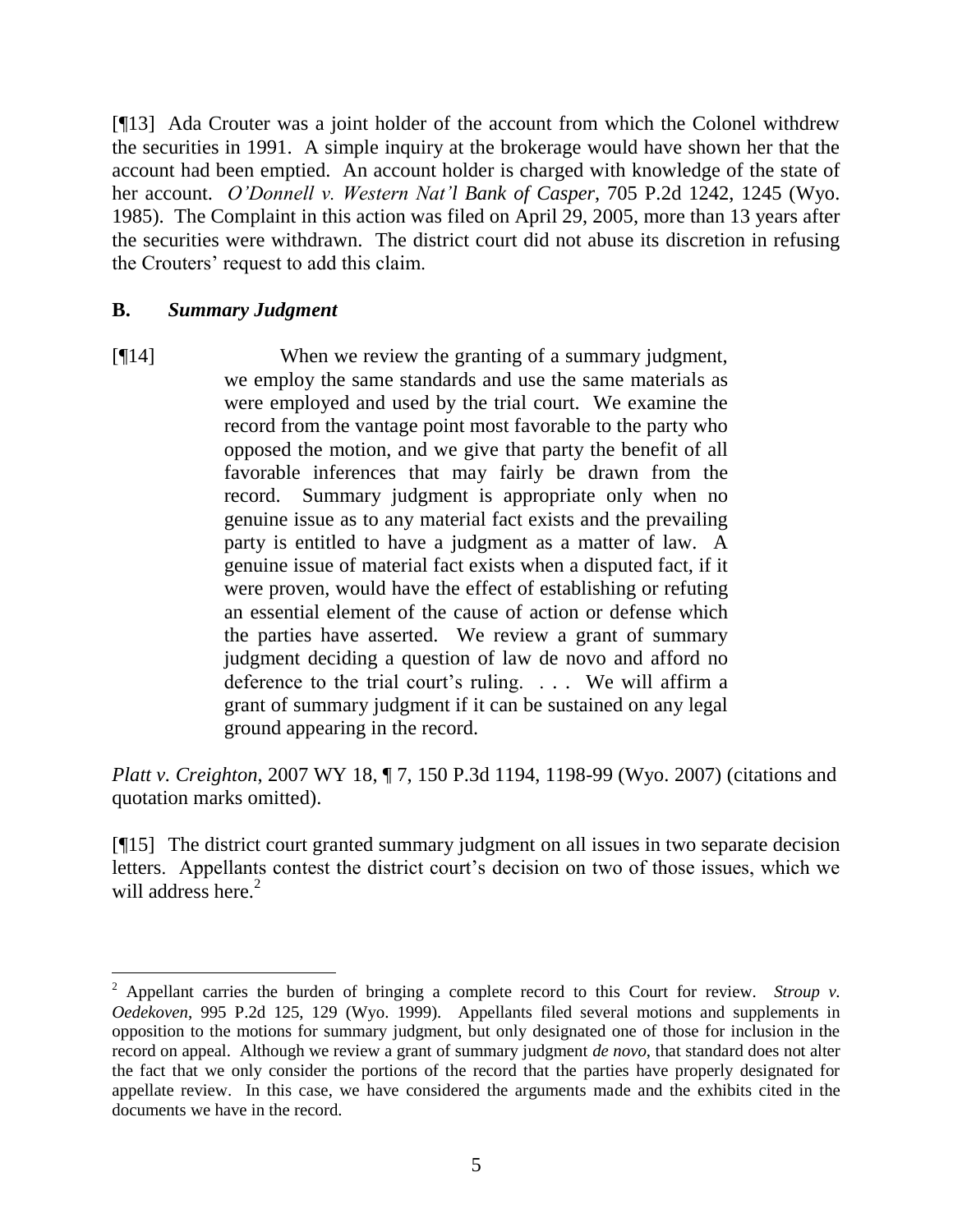[¶13] Ada Crouter was a joint holder of the account from which the Colonel withdrew the securities in 1991. A simple inquiry at the brokerage would have shown her that the account had been emptied. An account holder is charged with knowledge of the state of her account. *O'Donnell v. Western Nat'l Bank of Casper*, 705 P.2d 1242, 1245 (Wyo. 1985). The Complaint in this action was filed on April 29, 2005, more than 13 years after the securities were withdrawn. The district court did not abuse its discretion in refusing the Crouters' request to add this claim.

## B. *Summary Judgment*

[¶14]

> When we review the granting of a summary judgment, we employ the same standards and use the same materials as were employed and used by the trial court. We examine the record from the vantage point most favorable to the party who opposed the motion, and we give that party the benefit of all favorable inferences that may fairly be drawn from the record. Summary judgment is appropriate only when no genuine issue as to any material fact exists and the prevailing party is entitled to have a judgment as a matter of law. A genuine issue of material fact exists when a disputed fact, if it were proven, would have the effect of establishing or refuting an essential element of the cause of action or defense which the parties have asserted. We review a grant of summary judgment deciding a question of law de novo and afford no deference to the trial court's ruling. . . . We will affirm a grant of summary judgment if it can be sustained on any legal ground appearing in the record.

*Platt v. Creighton*, 2007 WY 18, ¶ 7, 150 P.3d 1194, 1198-99 (Wyo. 2007) (citations and quotation marks omitted).

[¶15] The district court granted summary judgment on all issues in two separate decision letters. Appellants contest the district court's decision on two of those issues, which we will address here.[2]

---

[2] Appellant carries the burden of bringing a complete record to this Court for review. *Stroup v. Oedekoven*, 995 P.2d 125, 129 (Wyo. 1999). Appellants filed several motions and supplements in opposition to the motions for summary judgment, but only designated one of those for inclusion in the record on appeal. Although we review a grant of summary judgment *de novo*, that standard does not alter the fact that we only consider the portions of the record that the parties have properly designated for appellate review. In this case, we have considered the arguments made and the exhibits cited in the documents we have in the record.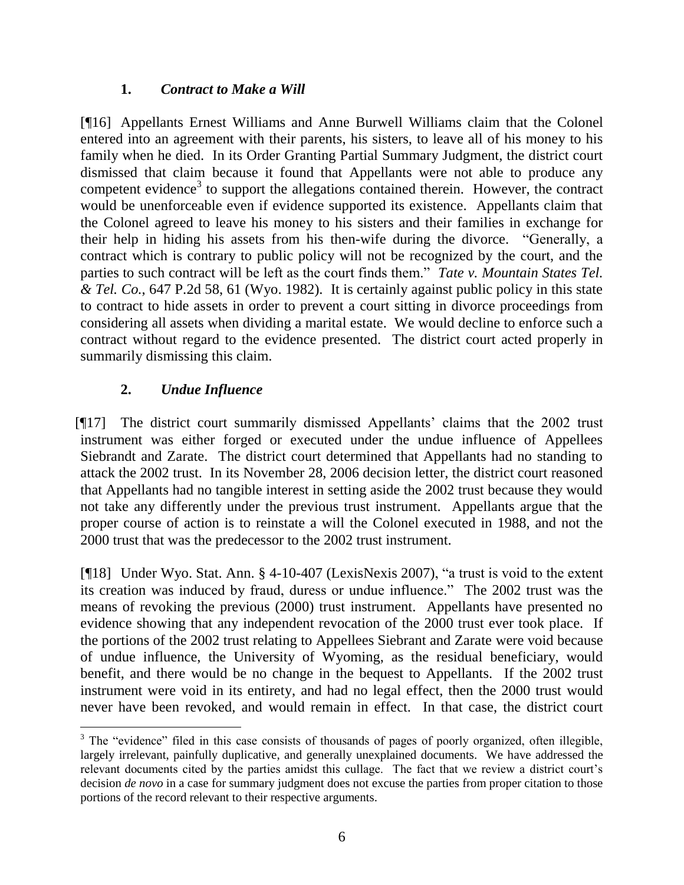### 1. *Contract to Make a Will*

[¶16] Appellants Ernest Williams and Anne Burwell Williams claim that the Colonel entered into an agreement with their parents, his sisters, to leave all of his money to his family when he died. In its Order Granting Partial Summary Judgment, the district court dismissed that claim because it found that Appellants were not able to produce any competent evidence[3] to support the allegations contained therein. However, the contract would be unenforceable even if evidence supported its existence. Appellants claim that the Colonel agreed to leave his money to his sisters and their families in exchange for their help in hiding his assets from his then-wife during the divorce. "Generally, a contract which is contrary to public policy will not be recognized by the court, and the parties to such contract will be left as the court finds them." *Tate v. Mountain States Tel. & Tel. Co.*, 647 P.2d 58, 61 (Wyo. 1982). It is certainly against public policy in this state to contract to hide assets in order to prevent a court sitting in divorce proceedings from considering all assets when dividing a marital estate. We would decline to enforce such a contract without regard to the evidence presented. The district court acted properly in summarily dismissing this claim.

### 2. *Undue Influence*

[¶17] The district court summarily dismissed Appellants' claims that the 2002 trust instrument was either forged or executed under the undue influence of Appellees Siebrandt and Zarate. The district court determined that Appellants had no standing to attack the 2002 trust. In its November 28, 2006 decision letter, the district court reasoned that Appellants had no tangible interest in setting aside the 2002 trust because they would not take any differently under the previous trust instrument. Appellants argue that the proper course of action is to reinstate a will the Colonel executed in 1988, and not the 2000 trust that was the predecessor to the 2002 trust instrument.

[¶18] Under Wyo. Stat. Ann. § 4-10-407 (LexisNexis 2007), "a trust is void to the extent its creation was induced by fraud, duress or undue influence." The 2002 trust was the means of revoking the previous (2000) trust instrument. Appellants have presented no evidence showing that any independent revocation of the 2000 trust ever took place. If the portions of the 2002 trust relating to Appellees Siebrant and Zarate were void because of undue influence, the University of Wyoming, as the residual beneficiary, would benefit, and there would be no change in the bequest to Appellants. If the 2002 trust instrument were void in its entirety, and had no legal effect, then the 2000 trust would never have been revoked, and would remain in effect. In that case, the district court

[3] The "evidence" filed in this case consists of thousands of pages of poorly organized, often illegible, largely irrelevant, painfully duplicative, and generally unexplained documents. We have addressed the relevant documents cited by the parties amidst this cullage. The fact that we review a district court's decision *de novo* in a case for summary judgment does not excuse the parties from proper citation to those portions of the record relevant to their respective arguments.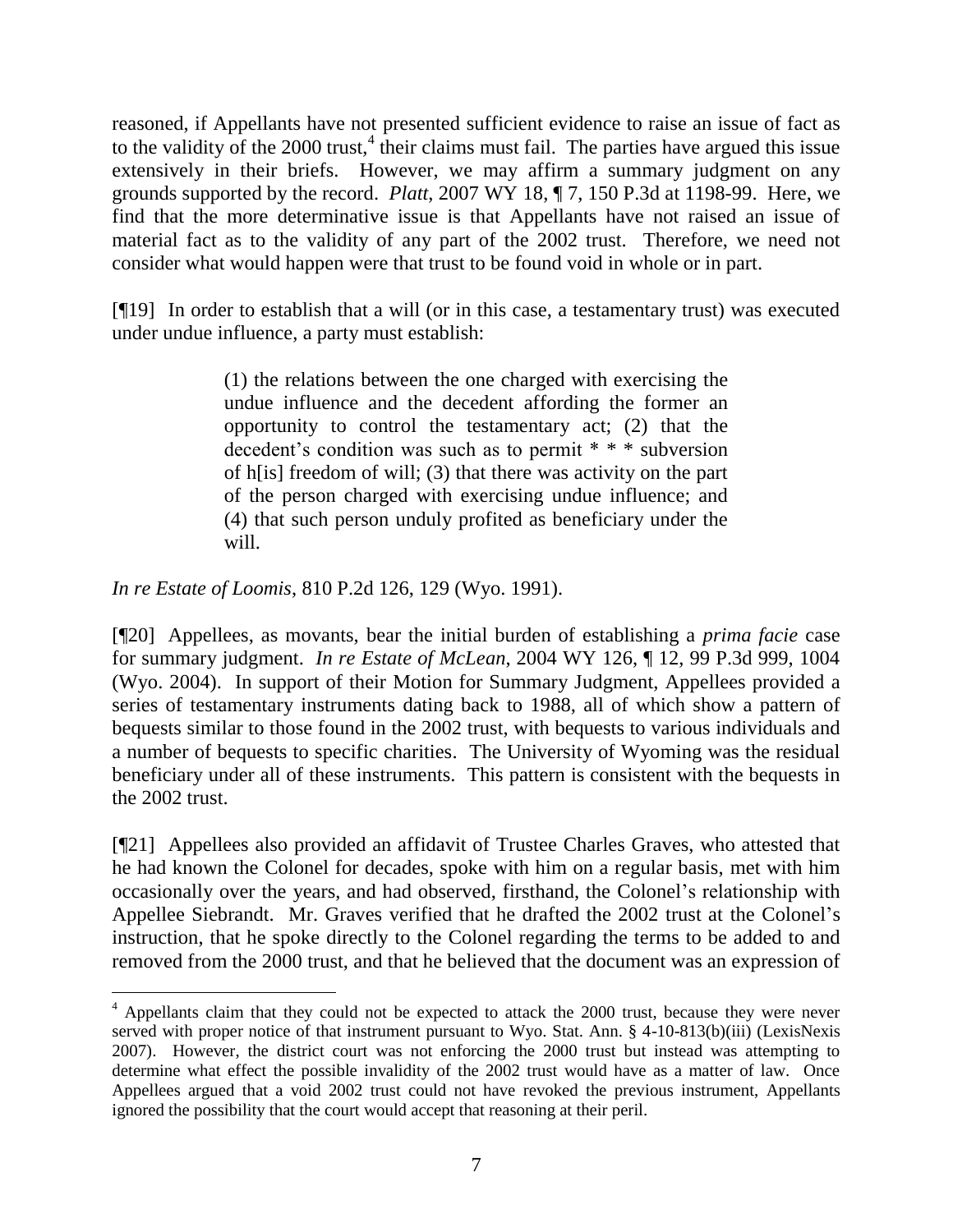reasoned, if Appellants have not presented sufficient evidence to raise an issue of fact as to the validity of the 2000 trust,[4] their claims must fail. The parties have argued this issue extensively in their briefs. However, we may affirm a summary judgment on any grounds supported by the record. *Platt*, 2007 WY 18, ¶ 7, 150 P.3d at 1198-99. Here, we find that the more determinative issue is that Appellants have not raised an issue of material fact as to the validity of any part of the 2002 trust. Therefore, we need not consider what would happen were that trust to be found void in whole or in part.

[¶19] In order to establish that a will (or in this case, a testamentary trust) was executed under undue influence, a party must establish:

> (1) the relations between the one charged with exercising the undue influence and the decedent affording the former an opportunity to control the testamentary act; (2) that the decedent's condition was such as to permit * * * subversion of h[is] freedom of will; (3) that there was activity on the part of the person charged with exercising undue influence; and (4) that such person unduly profited as beneficiary under the will.

*In re Estate of Loomis*, 810 P.2d 126, 129 (Wyo. 1991).

[¶20] Appellees, as movants, bear the initial burden of establishing a *prima facie* case for summary judgment. *In re Estate of McLean*, 2004 WY 126, ¶ 12, 99 P.3d 999, 1004 (Wyo. 2004). In support of their Motion for Summary Judgment, Appellees provided a series of testamentary instruments dating back to 1988, all of which show a pattern of bequests similar to those found in the 2002 trust, with bequests to various individuals and a number of bequests to specific charities. The University of Wyoming was the residual beneficiary under all of these instruments. This pattern is consistent with the bequests in the 2002 trust.

[¶21] Appellees also provided an affidavit of Trustee Charles Graves, who attested that he had known the Colonel for decades, spoke with him on a regular basis, met with him occasionally over the years, and had observed, firsthand, the Colonel's relationship with Appellee Siebrandt. Mr. Graves verified that he drafted the 2002 trust at the Colonel's instruction, that he spoke directly to the Colonel regarding the terms to be added to and removed from the 2000 trust, and that he believed that the document was an expression of

---

[4] Appellants claim that they could not be expected to attack the 2000 trust, because they were never served with proper notice of that instrument pursuant to Wyo. Stat. Ann. § 4-10-813(b)(iii) (LexisNexis 2007). However, the district court was not enforcing the 2000 trust but instead was attempting to determine what effect the possible invalidity of the 2002 trust would have as a matter of law. Once Appellees argued that a void 2002 trust could not have revoked the previous instrument, Appellants ignored the possibility that the court would accept that reasoning at their peril.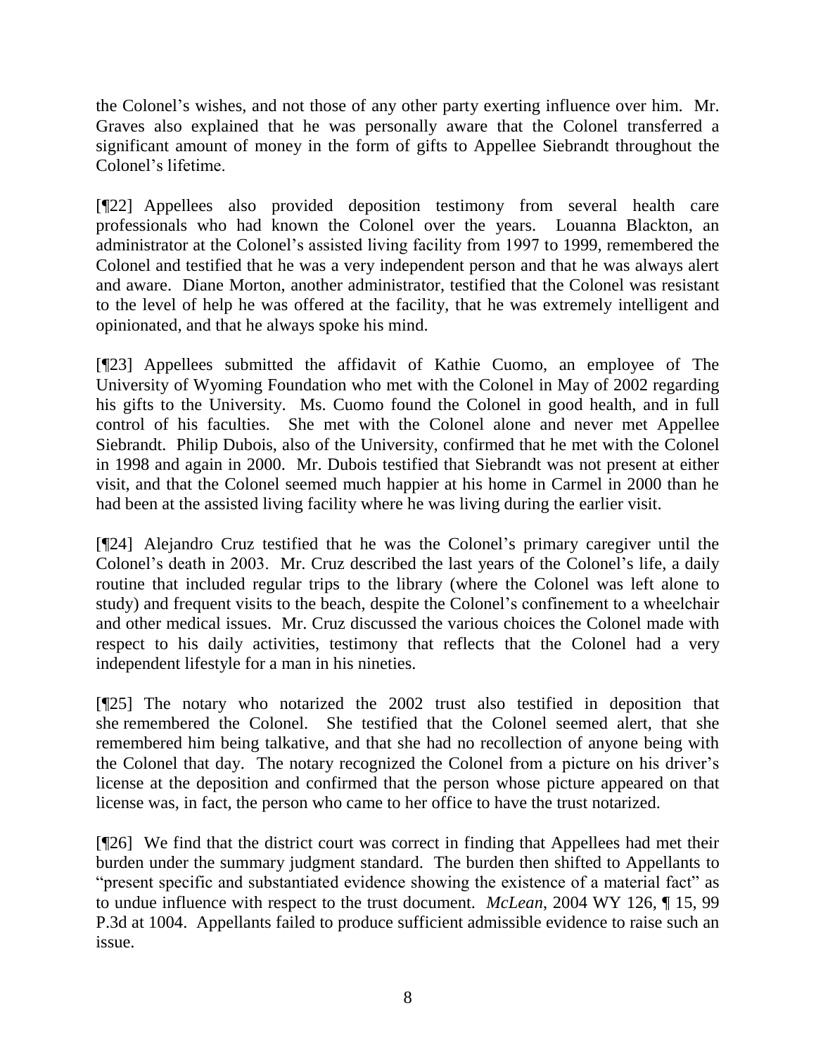the Colonel's wishes, and not those of any other party exerting influence over him. Mr. Graves also explained that he was personally aware that the Colonel transferred a significant amount of money in the form of gifts to Appellee Siebrandt throughout the Colonel's lifetime.

[¶22] Appellees also provided deposition testimony from several health care professionals who had known the Colonel over the years. Louanna Blackton, an administrator at the Colonel's assisted living facility from 1997 to 1999, remembered the Colonel and testified that he was a very independent person and that he was always alert and aware. Diane Morton, another administrator, testified that the Colonel was resistant to the level of help he was offered at the facility, that he was extremely intelligent and opinionated, and that he always spoke his mind.

[¶23] Appellees submitted the affidavit of Kathie Cuomo, an employee of The University of Wyoming Foundation who met with the Colonel in May of 2002 regarding his gifts to the University. Ms. Cuomo found the Colonel in good health, and in full control of his faculties. She met with the Colonel alone and never met Appellee Siebrandt. Philip Dubois, also of the University, confirmed that he met with the Colonel in 1998 and again in 2000. Mr. Dubois testified that Siebrandt was not present at either visit, and that the Colonel seemed much happier at his home in Carmel in 2000 than he had been at the assisted living facility where he was living during the earlier visit.

[¶24] Alejandro Cruz testified that he was the Colonel's primary caregiver until the Colonel's death in 2003. Mr. Cruz described the last years of the Colonel's life, a daily routine that included regular trips to the library (where the Colonel was left alone to study) and frequent visits to the beach, despite the Colonel's confinement to a wheelchair and other medical issues. Mr. Cruz discussed the various choices the Colonel made with respect to his daily activities, testimony that reflects that the Colonel had a very independent lifestyle for a man in his nineties.

[¶25] The notary who notarized the 2002 trust also testified in deposition that she remembered the Colonel. She testified that the Colonel seemed alert, that she remembered him being talkative, and that she had no recollection of anyone being with the Colonel that day. The notary recognized the Colonel from a picture on his driver's license at the deposition and confirmed that the person whose picture appeared on that license was, in fact, the person who came to her office to have the trust notarized.

[¶26] We find that the district court was correct in finding that Appellees had met their burden under the summary judgment standard. The burden then shifted to Appellants to "present specific and substantiated evidence showing the existence of a material fact" as to undue influence with respect to the trust document. *McLean*, 2004 WY 126, ¶ 15, 99 P.3d at 1004. Appellants failed to produce sufficient admissible evidence to raise such an issue.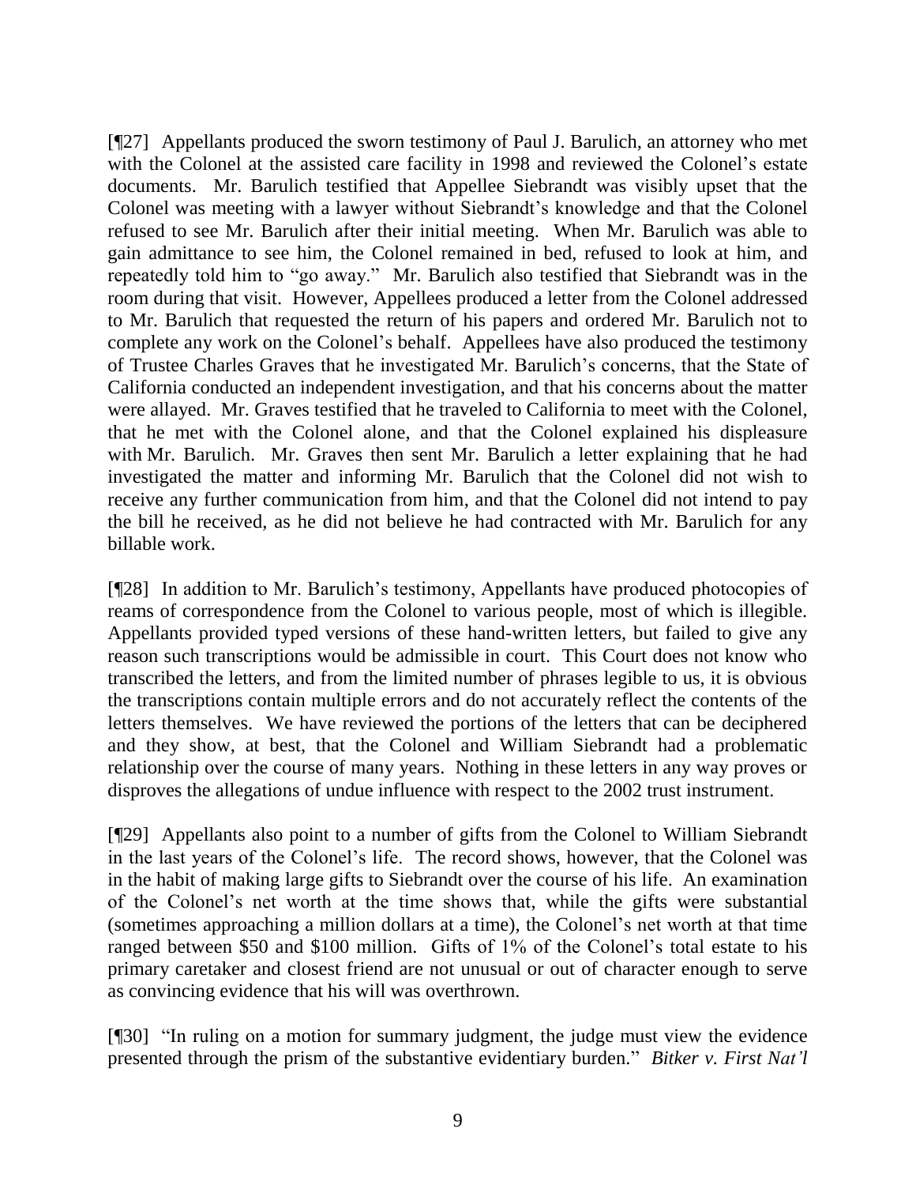[¶27] Appellants produced the sworn testimony of Paul J. Barulich, an attorney who met with the Colonel at the assisted care facility in 1998 and reviewed the Colonel's estate documents. Mr. Barulich testified that Appellee Siebrandt was visibly upset that the Colonel was meeting with a lawyer without Siebrandt's knowledge and that the Colonel refused to see Mr. Barulich after their initial meeting. When Mr. Barulich was able to gain admittance to see him, the Colonel remained in bed, refused to look at him, and repeatedly told him to "go away." Mr. Barulich also testified that Siebrandt was in the room during that visit. However, Appellees produced a letter from the Colonel addressed to Mr. Barulich that requested the return of his papers and ordered Mr. Barulich not to complete any work on the Colonel's behalf. Appellees have also produced the testimony of Trustee Charles Graves that he investigated Mr. Barulich's concerns, that the State of California conducted an independent investigation, and that his concerns about the matter were allayed. Mr. Graves testified that he traveled to California to meet with the Colonel, that he met with the Colonel alone, and that the Colonel explained his displeasure with Mr. Barulich. Mr. Graves then sent Mr. Barulich a letter explaining that he had investigated the matter and informing Mr. Barulich that the Colonel did not wish to receive any further communication from him, and that the Colonel did not intend to pay the bill he received, as he did not believe he had contracted with Mr. Barulich for any billable work.

[¶28] In addition to Mr. Barulich's testimony, Appellants have produced photocopies of reams of correspondence from the Colonel to various people, most of which is illegible. Appellants provided typed versions of these hand-written letters, but failed to give any reason such transcriptions would be admissible in court. This Court does not know who transcribed the letters, and from the limited number of phrases legible to us, it is obvious the transcriptions contain multiple errors and do not accurately reflect the contents of the letters themselves. We have reviewed the portions of the letters that can be deciphered and they show, at best, that the Colonel and William Siebrandt had a problematic relationship over the course of many years. Nothing in these letters in any way proves or disproves the allegations of undue influence with respect to the 2002 trust instrument.

[¶29] Appellants also point to a number of gifts from the Colonel to William Siebrandt in the last years of the Colonel's life. The record shows, however, that the Colonel was in the habit of making large gifts to Siebrandt over the course of his life. An examination of the Colonel's net worth at the time shows that, while the gifts were substantial (sometimes approaching a million dollars at a time), the Colonel's net worth at that time ranged between $50 and $100 million. Gifts of 1% of the Colonel's total estate to his primary caretaker and closest friend are not unusual or out of character enough to serve as convincing evidence that his will was overthrown.

[¶30] "In ruling on a motion for summary judgment, the judge must view the evidence presented through the prism of the substantive evidentiary burden." *Bitker v. First Nat'l*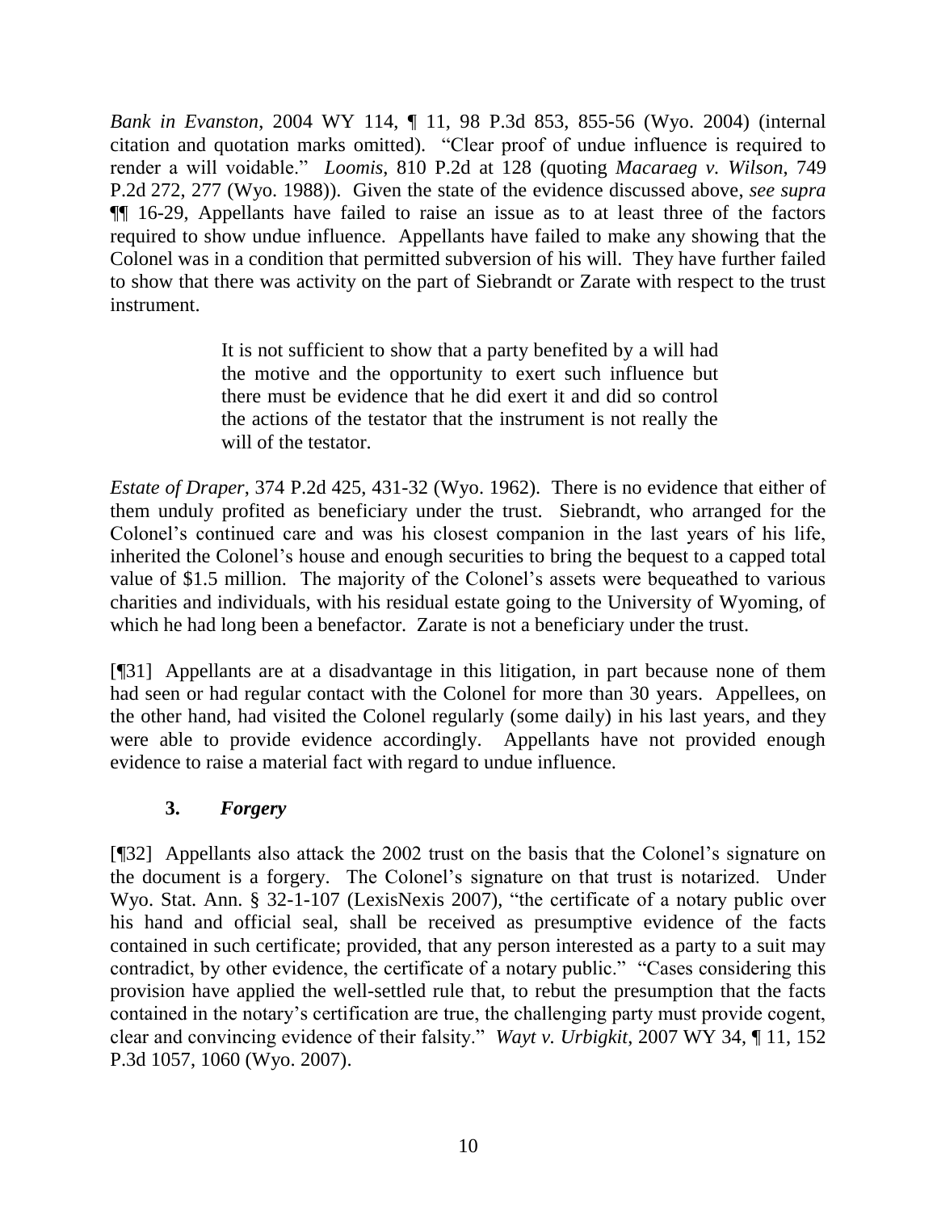*Bank in Evanston*, 2004 WY 114, ¶ 11, 98 P.3d 853, 855-56 (Wyo. 2004) (internal citation and quotation marks omitted). "Clear proof of undue influence is required to render a will voidable." *Loomis*, 810 P.2d at 128 (quoting *Macaraeg v. Wilson*, 749 P.2d 272, 277 (Wyo. 1988)). Given the state of the evidence discussed above, *see supra* ¶¶ 16-29, Appellants have failed to raise an issue as to at least three of the factors required to show undue influence. Appellants have failed to make any showing that the Colonel was in a condition that permitted subversion of his will. They have further failed to show that there was activity on the part of Siebrandt or Zarate with respect to the trust instrument.

> It is not sufficient to show that a party benefited by a will had the motive and the opportunity to exert such influence but there must be evidence that he did exert it and did so control the actions of the testator that the instrument is not really the will of the testator.

*Estate of Draper*, 374 P.2d 425, 431-32 (Wyo. 1962). There is no evidence that either of them unduly profited as beneficiary under the trust. Siebrandt, who arranged for the Colonel's continued care and was his closest companion in the last years of his life, inherited the Colonel's house and enough securities to bring the bequest to a capped total value of $1.5 million. The majority of the Colonel's assets were bequeathed to various charities and individuals, with his residual estate going to the University of Wyoming, of which he had long been a benefactor. Zarate is not a beneficiary under the trust.

[¶31] Appellants are at a disadvantage in this litigation, in part because none of them had seen or had regular contact with the Colonel for more than 30 years. Appellees, on the other hand, had visited the Colonel regularly (some daily) in his last years, and they were able to provide evidence accordingly. Appellants have not provided enough evidence to raise a material fact with regard to undue influence.

### 3. *Forgery*

[¶32] Appellants also attack the 2002 trust on the basis that the Colonel's signature on the document is a forgery. The Colonel's signature on that trust is notarized. Under Wyo. Stat. Ann. § 32-1-107 (LexisNexis 2007), "the certificate of a notary public over his hand and official seal, shall be received as presumptive evidence of the facts contained in such certificate; provided, that any person interested as a party to a suit may contradict, by other evidence, the certificate of a notary public." "Cases considering this provision have applied the well-settled rule that, to rebut the presumption that the facts contained in the notary's certification are true, the challenging party must provide cogent, clear and convincing evidence of their falsity." *Wayt v. Urbigkit*, 2007 WY 34, ¶ 11, 152 P.3d 1057, 1060 (Wyo. 2007).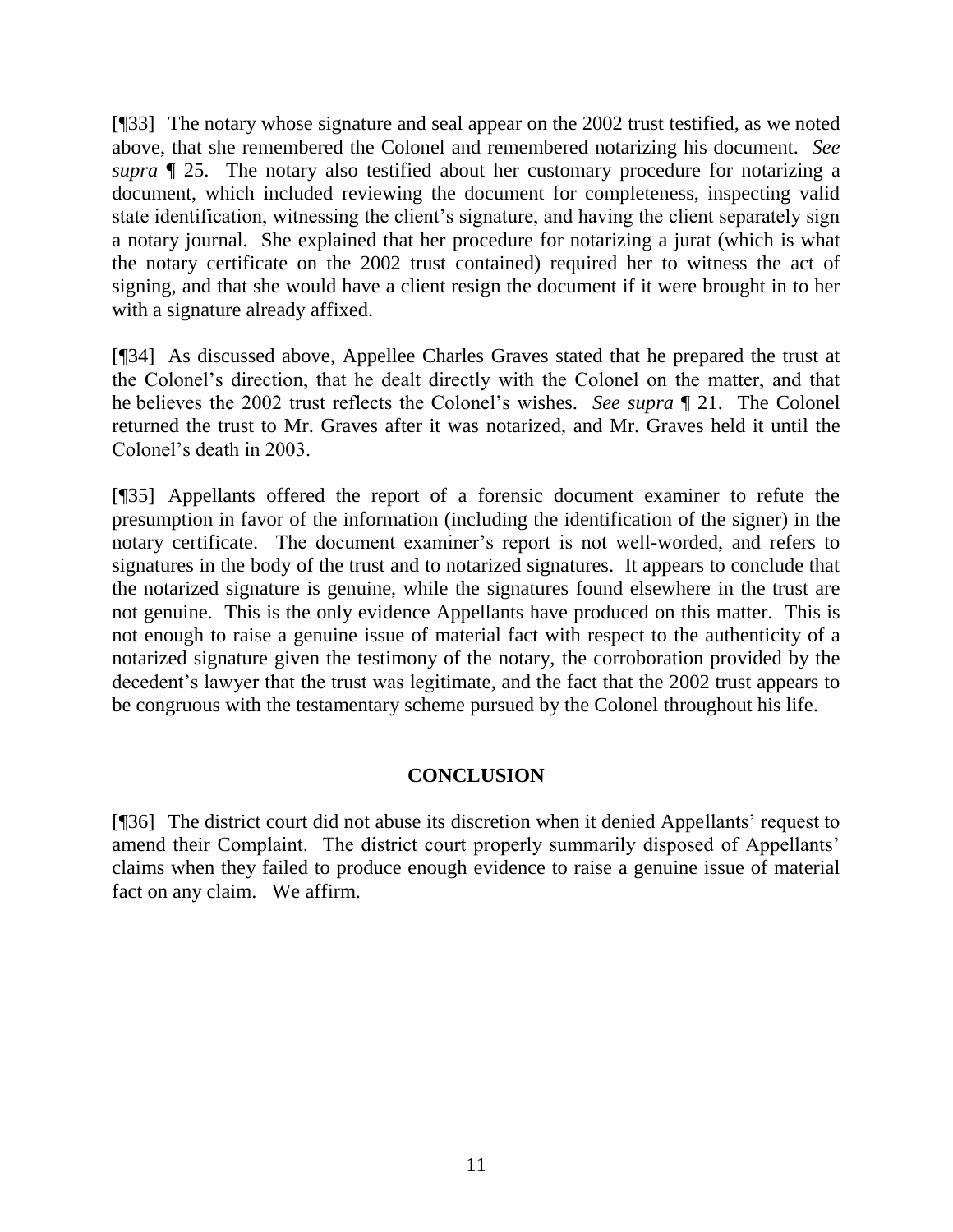[¶33] The notary whose signature and seal appear on the 2002 trust testified, as we noted above, that she remembered the Colonel and remembered notarizing his document. *See supra* ¶ 25. The notary also testified about her customary procedure for notarizing a document, which included reviewing the document for completeness, inspecting valid state identification, witnessing the client's signature, and having the client separately sign a notary journal. She explained that her procedure for notarizing a jurat (which is what the notary certificate on the 2002 trust contained) required her to witness the act of signing, and that she would have a client resign the document if it were brought in to her with a signature already affixed.

[¶34] As discussed above, Appellee Charles Graves stated that he prepared the trust at the Colonel's direction, that he dealt directly with the Colonel on the matter, and that he believes the 2002 trust reflects the Colonel's wishes. *See supra* ¶ 21. The Colonel returned the trust to Mr. Graves after it was notarized, and Mr. Graves held it until the Colonel's death in 2003.

[¶35] Appellants offered the report of a forensic document examiner to refute the presumption in favor of the information (including the identification of the signer) in the notary certificate. The document examiner's report is not well-worded, and refers to signatures in the body of the trust and to notarized signatures. It appears to conclude that the notarized signature is genuine, while the signatures found elsewhere in the trust are not genuine. This is the only evidence Appellants have produced on this matter. This is not enough to raise a genuine issue of material fact with respect to the authenticity of a notarized signature given the testimony of the notary, the corroboration provided by the decedent's lawyer that the trust was legitimate, and the fact that the 2002 trust appears to be congruous with the testamentary scheme pursued by the Colonel throughout his life.

## CONCLUSION

[¶36] The district court did not abuse its discretion when it denied Appellants' request to amend their Complaint. The district court properly summarily disposed of Appellants' claims when they failed to produce enough evidence to raise a genuine issue of material fact on any claim. We affirm.